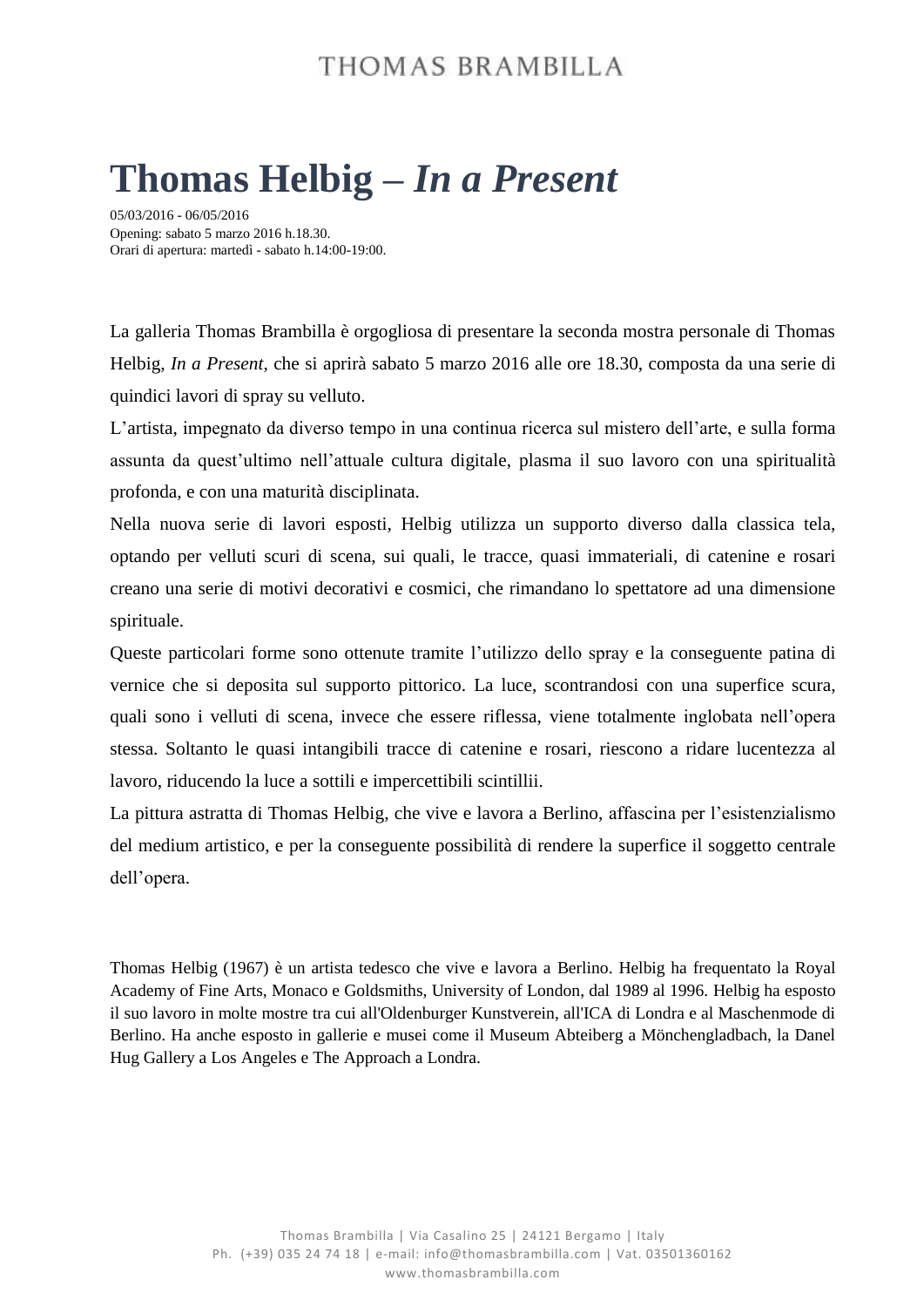# Thomas Helbig – *In a Present*

05/03/2016 - 06/05/2016
Opening: sabato 5 marzo 2016 h.18.30.
Orari di apertura: martedì - sabato h.14:00-19:00.

La galleria Thomas Brambilla è orgogliosa di presentare la seconda mostra personale di Thomas Helbig, *In a Present*, che si aprirà sabato 5 marzo 2016 alle ore 18.30, composta da una serie di quindici lavori di spray su velluto.

L'artista, impegnato da diverso tempo in una continua ricerca sul mistero dell'arte, e sulla forma assunta da quest'ultimo nell'attuale cultura digitale, plasma il suo lavoro con una spiritualità profonda, e con una maturità disciplinata.

Nella nuova serie di lavori esposti, Helbig utilizza un supporto diverso dalla classica tela, optando per velluti scuri di scena, sui quali, le tracce, quasi immateriali, di catenine e rosari creano una serie di motivi decorativi e cosmici, che rimandano lo spettatore ad una dimensione spirituale.

Queste particolari forme sono ottenute tramite l'utilizzo dello spray e la conseguente patina di vernice che si deposita sul supporto pittorico. La luce, scontrandosi con una superfice scura, quali sono i velluti di scena, invece che essere riflessa, viene totalmente inglobata nell'opera stessa. Soltanto le quasi intangibili tracce di catenine e rosari, riescono a ridare lucentezza al lavoro, riducendo la luce a sottili e impercettibili scintillii.

La pittura astratta di Thomas Helbig, che vive e lavora a Berlino, affascina per l'esistenzialismo del medium artistico, e per la conseguente possibilità di rendere la superfice il soggetto centrale dell'opera.

Thomas Helbig (1967) è un artista tedesco che vive e lavora a Berlino. Helbig ha frequentato la Royal Academy of Fine Arts, Monaco e Goldsmiths, University of London, dal 1989 al 1996. Helbig ha esposto il suo lavoro in molte mostre tra cui all'Oldenburger Kunstverein, all'ICA di Londra e al Maschenmode di Berlino. Ha anche esposto in gallerie e musei come il Museum Abteiberg a Mönchengladbach, la Danel Hug Gallery a Los Angeles e The Approach a Londra.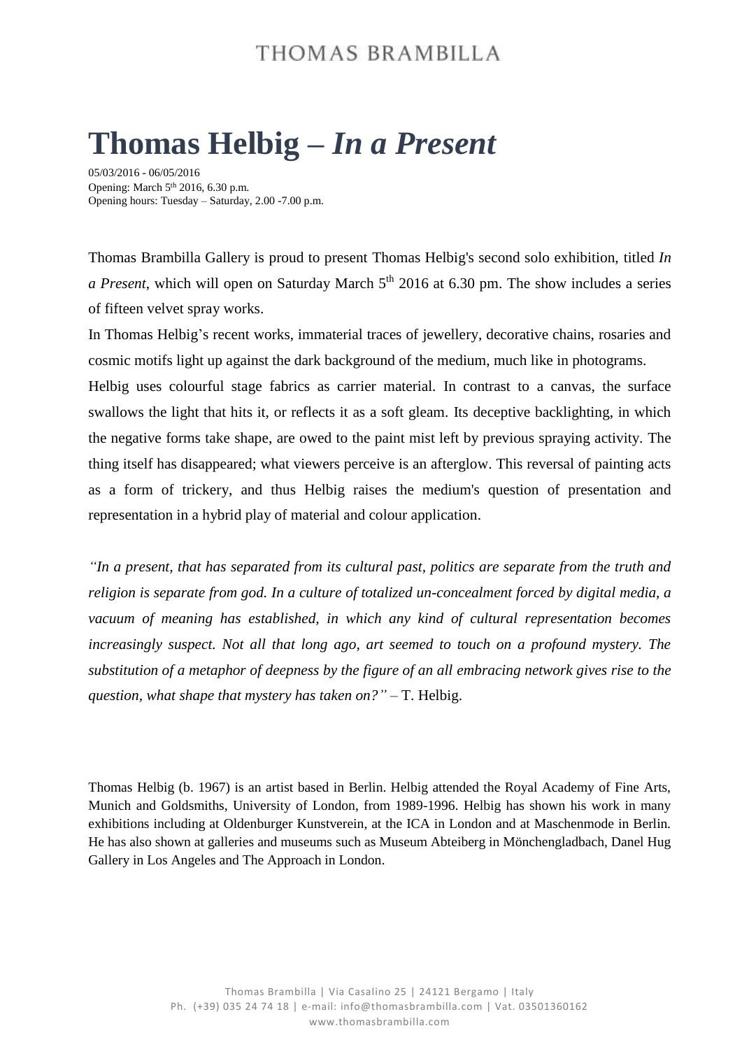THOMAS BRAMBILLA

# Thomas Helbig – *In a Present*

05/03/2016 - 06/05/2016
Opening: March 5th 2016, 6.30 p.m.
Opening hours: Tuesday – Saturday, 2.00 -7.00 p.m.

Thomas Brambilla Gallery is proud to present Thomas Helbig's second solo exhibition, titled *In a Present*, which will open on Saturday March 5th 2016 at 6.30 pm. The show includes a series of fifteen velvet spray works.

In Thomas Helbig's recent works, immaterial traces of jewellery, decorative chains, rosaries and cosmic motifs light up against the dark background of the medium, much like in photograms.

Helbig uses colourful stage fabrics as carrier material. In contrast to a canvas, the surface swallows the light that hits it, or reflects it as a soft gleam. Its deceptive backlighting, in which the negative forms take shape, are owed to the paint mist left by previous spraying activity. The thing itself has disappeared; what viewers perceive is an afterglow. This reversal of painting acts as a form of trickery, and thus Helbig raises the medium's question of presentation and representation in a hybrid play of material and colour application.

*"In a present, that has separated from its cultural past, politics are separate from the truth and religion is separate from god. In a culture of totalized un-concealment forced by digital media, a vacuum of meaning has established, in which any kind of cultural representation becomes increasingly suspect. Not all that long ago, art seemed to touch on a profound mystery. The substitution of a metaphor of deepness by the figure of an all embracing network gives rise to the question, what shape that mystery has taken on?"* – T. Helbig.

Thomas Helbig (b. 1967) is an artist based in Berlin. Helbig attended the Royal Academy of Fine Arts, Munich and Goldsmiths, University of London, from 1989-1996. Helbig has shown his work in many exhibitions including at Oldenburger Kunstverein, at the ICA in London and at Maschenmode in Berlin. He has also shown at galleries and museums such as Museum Abteiberg in Mönchengladbach, Danel Hug Gallery in Los Angeles and The Approach in London.

Thomas Brambilla | Via Casalino 25 | 24121 Bergamo | Italy
Ph. (+39) 035 24 74 18 | e-mail: info@thomasbrambilla.com | Vat. 03501360162
www.thomasbrambilla.com